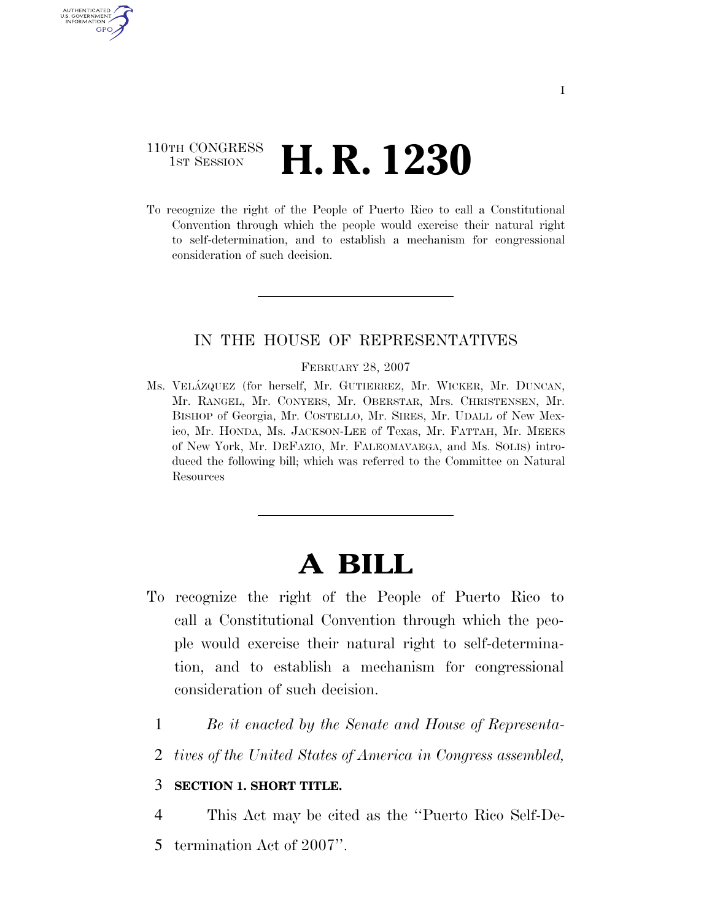110TH CONGRESS
1ST SESSION

# H. R. 1230

To recognize the right of the People of Puerto Rico to call a Constitutional Convention through which the people would exercise their natural right to self-determination, and to establish a mechanism for congressional consideration of such decision.

IN THE HOUSE OF REPRESENTATIVES

FEBRUARY 28, 2007

Ms. VELÁZQUEZ (for herself, Mr. GUTIERREZ, Mr. WICKER, Mr. DUNCAN, Mr. RANGEL, Mr. CONYERS, Mr. OBERSTAR, Mrs. CHRISTENSEN, Mr. BISHOP of Georgia, Mr. COSTELLO, Mr. SIRES, Mr. UDALL of New Mexico, Mr. HONDA, Ms. JACKSON-LEE of Texas, Mr. FATTAH, Mr. MEEKS of New York, Mr. DEFAZIO, Mr. FALEOMAVAEGA, and Ms. SOLIS) introduced the following bill; which was referred to the Committee on Natural Resources

# A BILL

To recognize the right of the People of Puerto Rico to call a Constitutional Convention through which the people would exercise their natural right to self-determination, and to establish a mechanism for congressional consideration of such decision.

1 *Be it enacted by the Senate and House of Representa-*
2 *tives of the United States of America in Congress assembled,*

3 **SECTION 1. SHORT TITLE.**

4 This Act may be cited as the ''Puerto Rico Self-De-
5 termination Act of 2007''.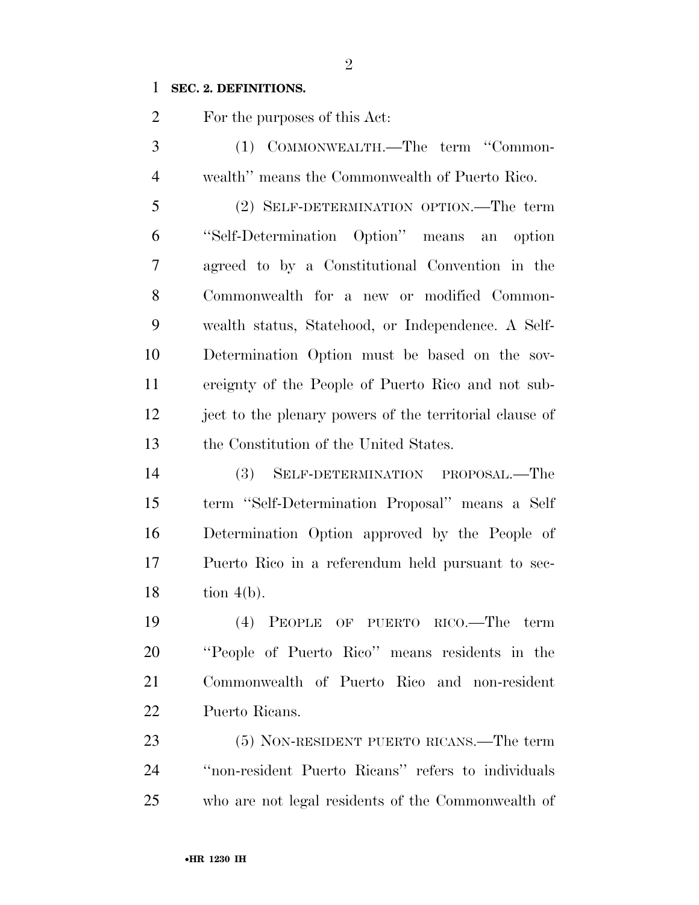**SEC. 2. DEFINITIONS.**

For the purposes of this Act:

(1) COMMONWEALTH.—The term ''Commonwealth'' means the Commonwealth of Puerto Rico.

(2) SELF-DETERMINATION OPTION.—The term ''Self-Determination Option'' means an option agreed to by a Constitutional Convention in the Commonwealth for a new or modified Commonwealth status, Statehood, or Independence. A Self-Determination Option must be based on the sovereignty of the People of Puerto Rico and not subject to the plenary powers of the territorial clause of the Constitution of the United States.

(3) SELF-DETERMINATION PROPOSAL.—The term ''Self-Determination Proposal'' means a Self Determination Option approved by the People of Puerto Rico in a referendum held pursuant to section 4(b).

(4) PEOPLE OF PUERTO RICO.—The term ''People of Puerto Rico'' means residents in the Commonwealth of Puerto Rico and non-resident Puerto Ricans.

(5) NON-RESIDENT PUERTO RICANS.—The term ''non-resident Puerto Ricans'' refers to individuals who are not legal residents of the Commonwealth of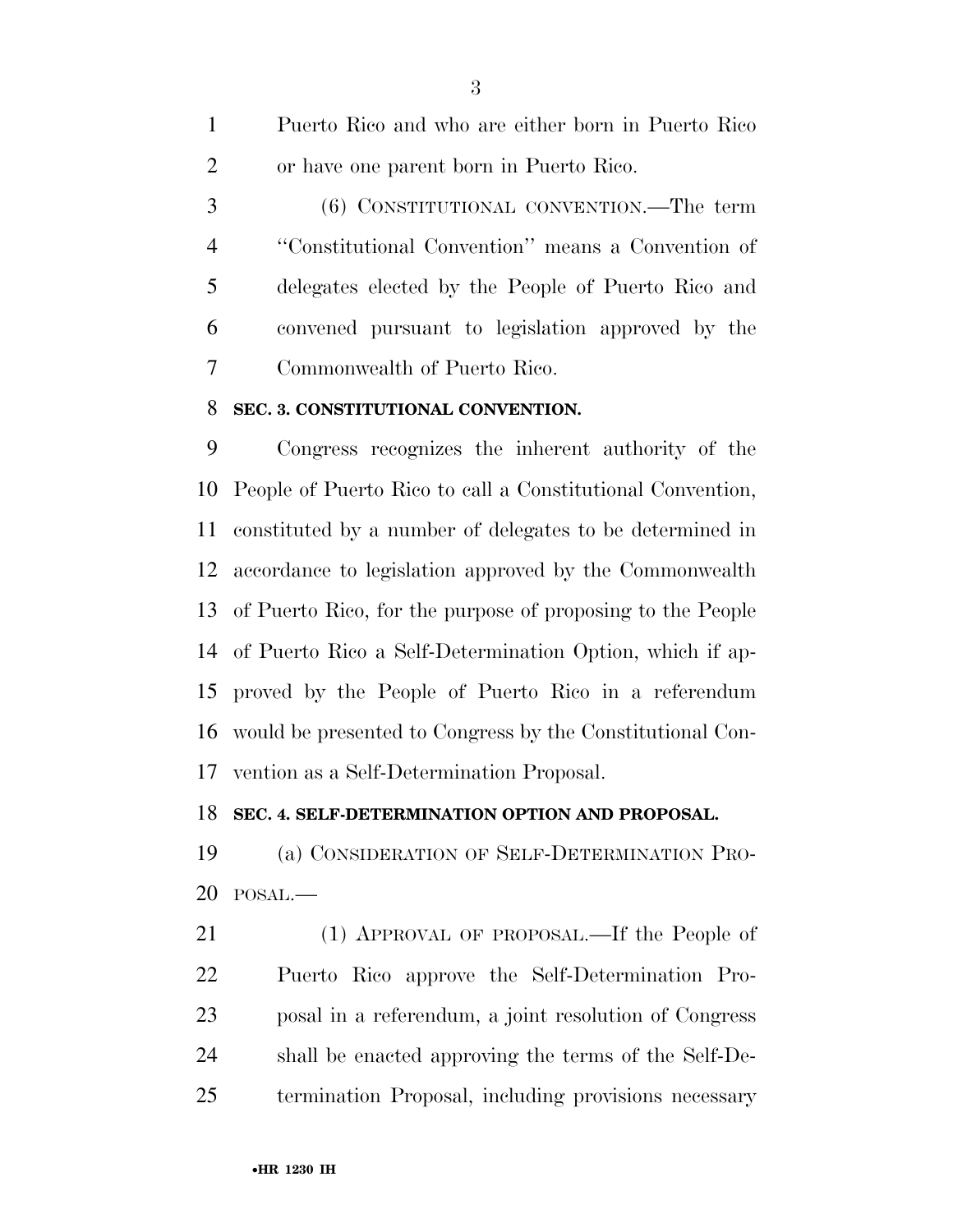Puerto Rico and who are either born in Puerto Rico or have one parent born in Puerto Rico.

(6) CONSTITUTIONAL CONVENTION.—The term "Constitutional Convention" means a Convention of delegates elected by the People of Puerto Rico and convened pursuant to legislation approved by the Commonwealth of Puerto Rico.

**SEC. 3. CONSTITUTIONAL CONVENTION.**

Congress recognizes the inherent authority of the People of Puerto Rico to call a Constitutional Convention, constituted by a number of delegates to be determined in accordance to legislation approved by the Commonwealth of Puerto Rico, for the purpose of proposing to the People of Puerto Rico a Self-Determination Option, which if approved by the People of Puerto Rico in a referendum would be presented to Congress by the Constitutional Convention as a Self-Determination Proposal.

**SEC. 4. SELF-DETERMINATION OPTION AND PROPOSAL.**

(a) CONSIDERATION OF SELF-DETERMINATION PROPOSAL.—

(1) APPROVAL OF PROPOSAL.—If the People of Puerto Rico approve the Self-Determination Proposal in a referendum, a joint resolution of Congress shall be enacted approving the terms of the Self-Determination Proposal, including provisions necessary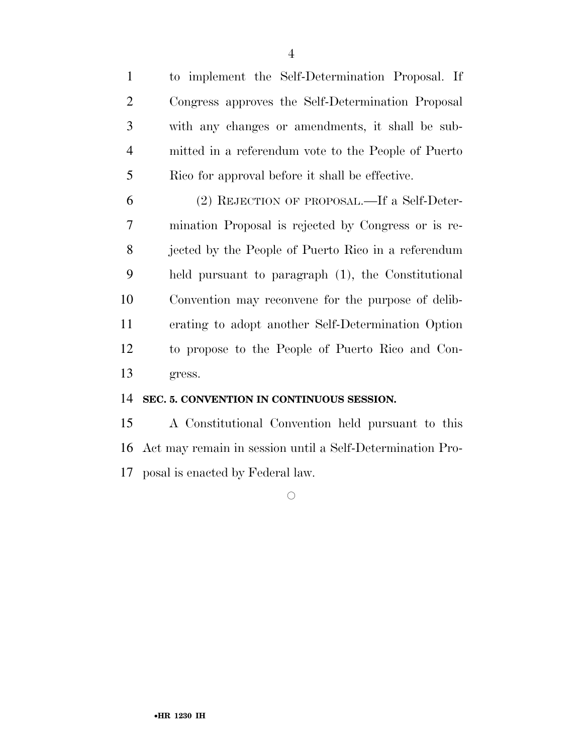to implement the Self-Determination Proposal. If Congress approves the Self-Determination Proposal with any changes or amendments, it shall be submitted in a referendum vote to the People of Puerto Rico for approval before it shall be effective.

(2) REJECTION OF PROPOSAL.—If a Self-Determination Proposal is rejected by Congress or is rejected by the People of Puerto Rico in a referendum held pursuant to paragraph (1), the Constitutional Convention may reconvene for the purpose of deliberating to adopt another Self-Determination Option to propose to the People of Puerto Rico and Congress.

**SEC. 5. CONVENTION IN CONTINUOUS SESSION.**

A Constitutional Convention held pursuant to this Act may remain in session until a Self-Determination Proposal is enacted by Federal law.

○